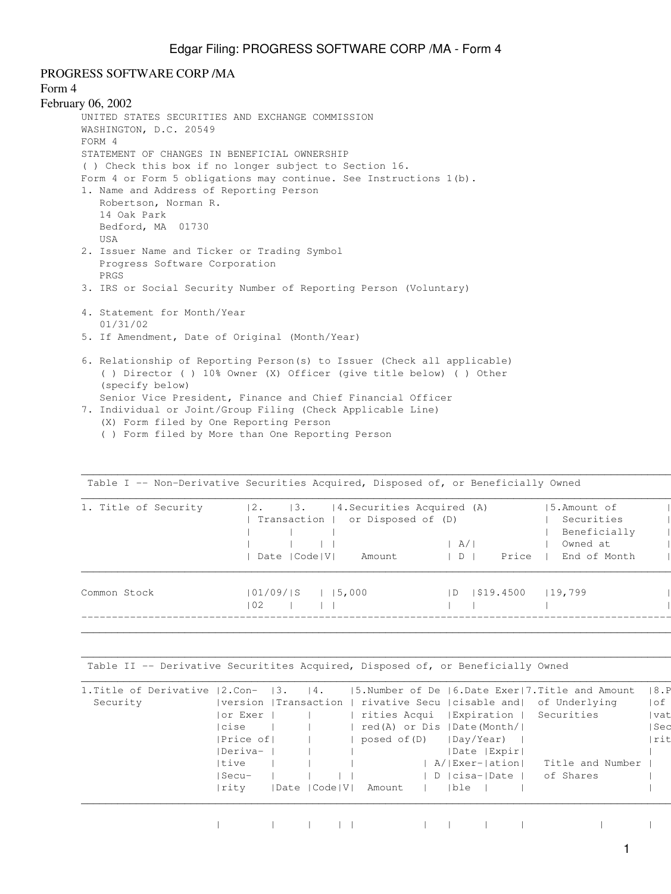PROGRESS SOFTWARE CORP /MA

Form 4

February 06, 2002

UNITED STATES SECURITIES AND EXCHANGE COMMISSION

WASHINGTON, D.C. 20549

FORM 4

STATEMENT OF CHANGES IN BENEFICIAL OWNERSHIP

( ) Check this box if no longer subject to Section 16.

Form 4 or Form 5 obligations may continue. See Instructions 1(b).

1. Name and Address of Reporting Person
   Robertson, Norman R.
   14 Oak Park
   Bedford, MA 01730
   USA
2. Issuer Name and Ticker or Trading Symbol
   Progress Software Corporation
   PRGS
3. IRS or Social Security Number of Reporting Person (Voluntary)

4. Statement for Month/Year
   01/31/02
5. If Amendment, Date of Original (Month/Year)

6. Relationship of Reporting Person(s) to Issuer (Check all applicable)
   ( ) Director ( ) 10% Owner (X) Officer (give title below) ( ) Other (specify below)
   Senior Vice President, Finance and Chief Financial Officer
7. Individual or Joint/Group Filing (Check Applicable Line)
   (X) Form filed by One Reporting Person
   ( ) Form filed by More than One Reporting Person

Table I -- Non-Derivative Securities Acquired, Disposed of, or Beneficially Owned

| 1. Title of Security | 2. Transaction Date | 3. Transaction Code | V | 4. Securities Acquired (A) or Disposed of (D) Amount | A/D | Price | 5. Amount of Securities Beneficially Owned at End of Month |
|---|---|---|---|---|---|---|---|
| Common Stock | 01/09/02 | S | | 5,000 | D | $19.4500 | 19,799 |

Table II -- Derivative Securitites Acquired, Disposed of, or Beneficially Owned

| 1. Title of Derivative Security | 2. Conversion or Exercise Price of Derivative Security | 3. Transaction Date | 4. Transaction Code | V | 5. Number of Derivative Securities Acquired (A) or Disposed of (D) Amount | A/D | 6. Date Exercisable and Expiration Date (Month/Day/Year) Date Exercisable | Expiration Date | 7. Title and Amount of Underlying Securities Title and Number of Shares | 8. P of vat Sec rit |
|---|---|---|---|---|---|---|---|---|---|---|
| | | | | | | | | | | |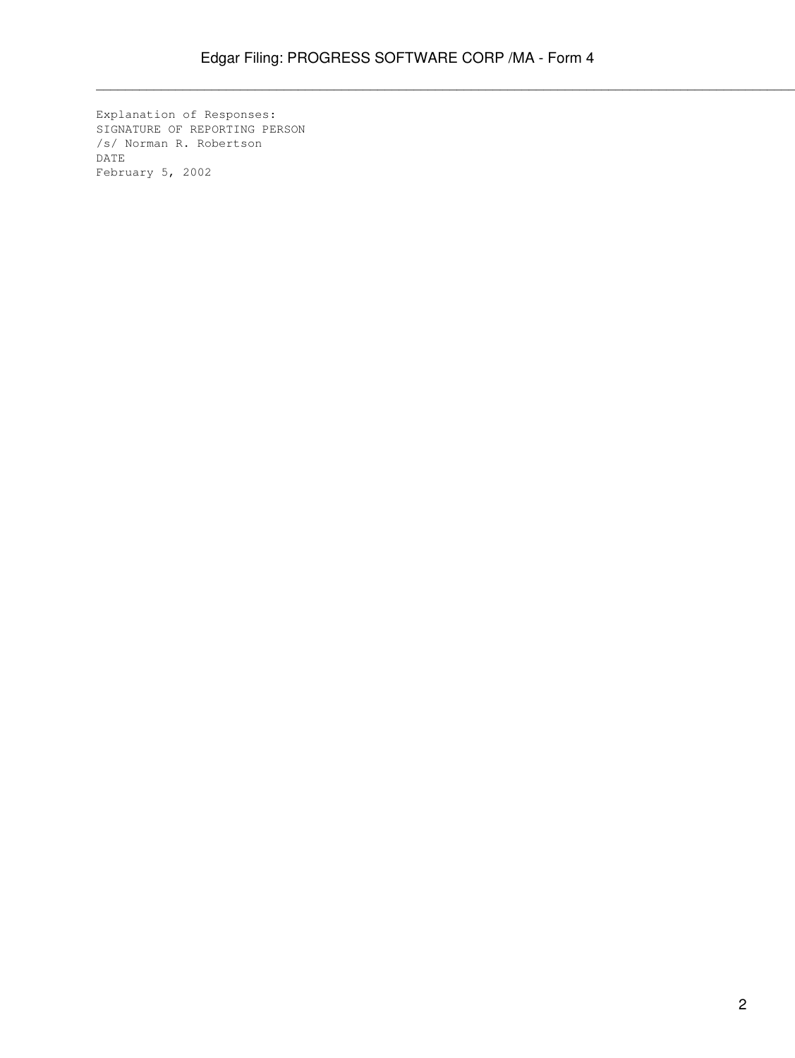Explanation of Responses:

SIGNATURE OF REPORTING PERSON

/s/ Norman R. Robertson

DATE

February 5, 2002